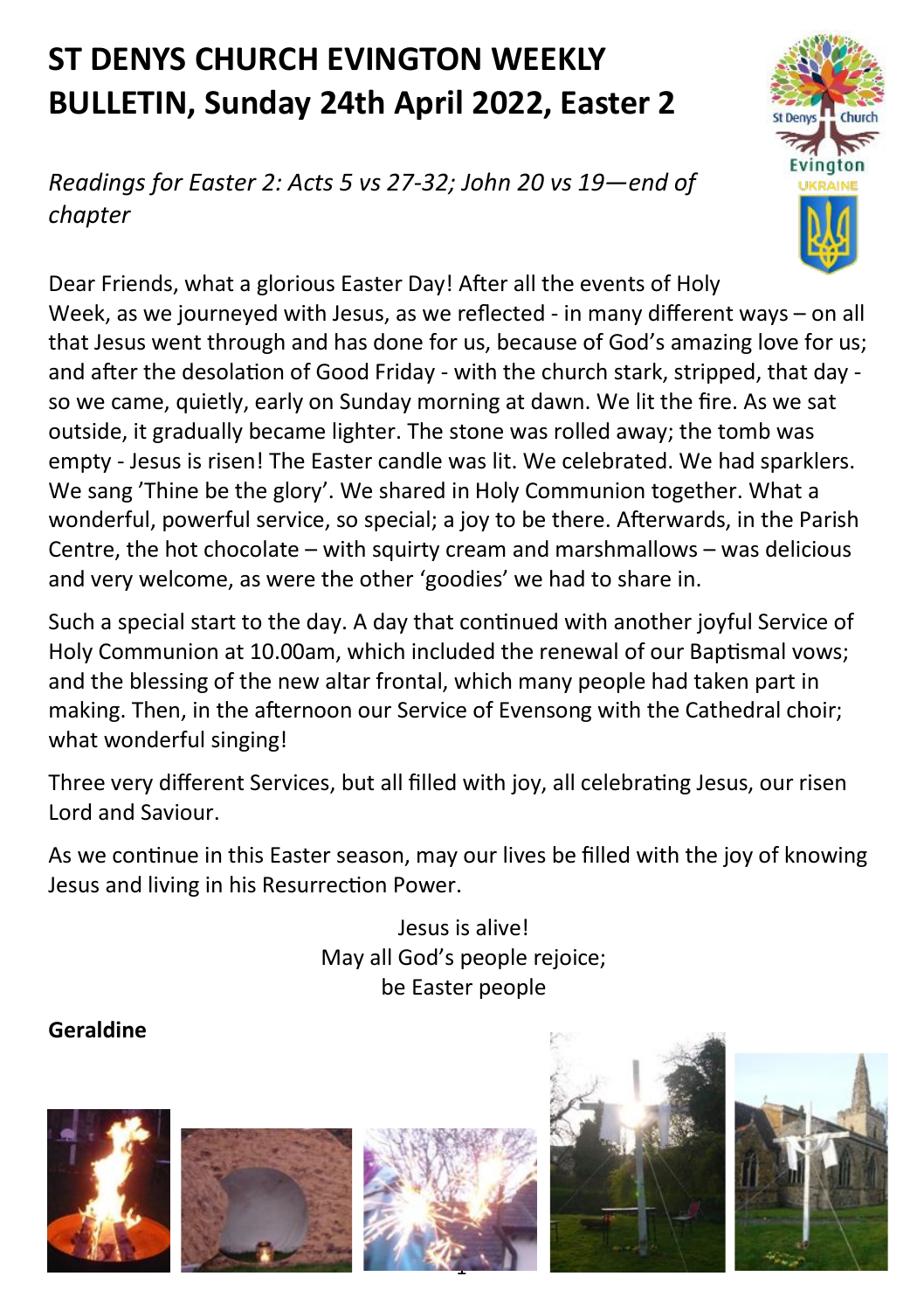# ST DENYS CHURCH EVINGTON WEEKLY BULLETIN, Sunday 24th April 2022, Easter 2

*Readings for Easter 2: Acts 5 vs 27-32; John 20 vs 19—end of chapter*

Dear Friends, what a glorious Easter Day! After all the events of Holy Week, as we journeyed with Jesus, as we reflected - in many different ways – on all that Jesus went through and has done for us, because of God's amazing love for us; and after the desolation of Good Friday - with the church stark, stripped, that day - so we came, quietly, early on Sunday morning at dawn. We lit the fire. As we sat outside, it gradually became lighter. The stone was rolled away; the tomb was empty - Jesus is risen! The Easter candle was lit. We celebrated. We had sparklers. We sang 'Thine be the glory'. We shared in Holy Communion together. What a wonderful, powerful service, so special; a joy to be there. Afterwards, in the Parish Centre, the hot chocolate – with squirty cream and marshmallows – was delicious and very welcome, as were the other 'goodies' we had to share in.

Such a special start to the day. A day that continued with another joyful Service of Holy Communion at 10.00am, which included the renewal of our Baptismal vows; and the blessing of the new altar frontal, which many people had taken part in making. Then, in the afternoon our Service of Evensong with the Cathedral choir; what wonderful singing!

Three very different Services, but all filled with joy, all celebrating Jesus, our risen Lord and Saviour.

As we continue in this Easter season, may our lives be filled with the joy of knowing Jesus and living in his Resurrection Power.

Jesus is alive!
May all God's people rejoice;
be Easter people

**Geraldine**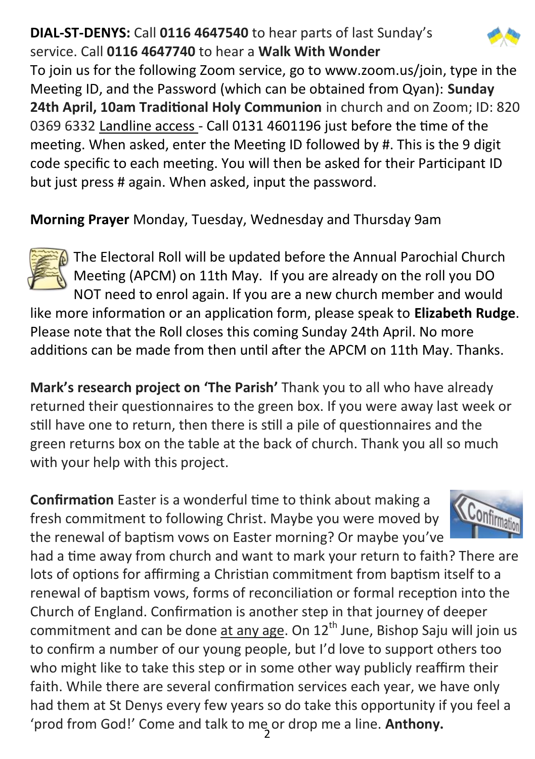**DIAL-ST-DENYS:** Call **0116 4647540** to hear parts of last Sunday's service. Call **0116 4647740** to hear a **Walk With Wonder**

To join us for the following Zoom service, go to www.zoom.us/join, type in the Meeting ID, and the Password (which can be obtained from Qyan): **Sunday 24th April, 10am Traditional Holy Communion** in church and on Zoom; ID: 820 0369 6332 Landline access - Call 0131 4601196 just before the time of the meeting. When asked, enter the Meeting ID followed by #. This is the 9 digit code specific to each meeting. You will then be asked for their Participant ID but just press # again. When asked, input the password.

**Morning Prayer** Monday, Tuesday, Wednesday and Thursday 9am

The Electoral Roll will be updated before the Annual Parochial Church Meeting (APCM) on 11th May. If you are already on the roll you DO NOT need to enrol again. If you are a new church member and would like more information or an application form, please speak to **Elizabeth Rudge**. Please note that the Roll closes this coming Sunday 24th April. No more additions can be made from then until after the APCM on 11th May. Thanks.

**Mark's research project on 'The Parish'** Thank you to all who have already returned their questionnaires to the green box. If you were away last week or still have one to return, then there is still a pile of questionnaires and the green returns box on the table at the back of church. Thank you all so much with your help with this project.

**Confirmation** Easter is a wonderful time to think about making a fresh commitment to following Christ. Maybe you were moved by the renewal of baptism vows on Easter morning? Or maybe you've had a time away from church and want to mark your return to faith? There are lots of options for affirming a Christian commitment from baptism itself to a renewal of baptism vows, forms of reconciliation or formal reception into the Church of England. Confirmation is another step in that journey of deeper commitment and can be done at any age. On 12th June, Bishop Saju will join us to confirm a number of our young people, but I'd love to support others too who might like to take this step or in some other way publicly reaffirm their faith. While there are several confirmation services each year, we have only had them at St Denys every few years so do take this opportunity if you feel a 'prod from God!' Come and talk to me or drop me a line. **Anthony.**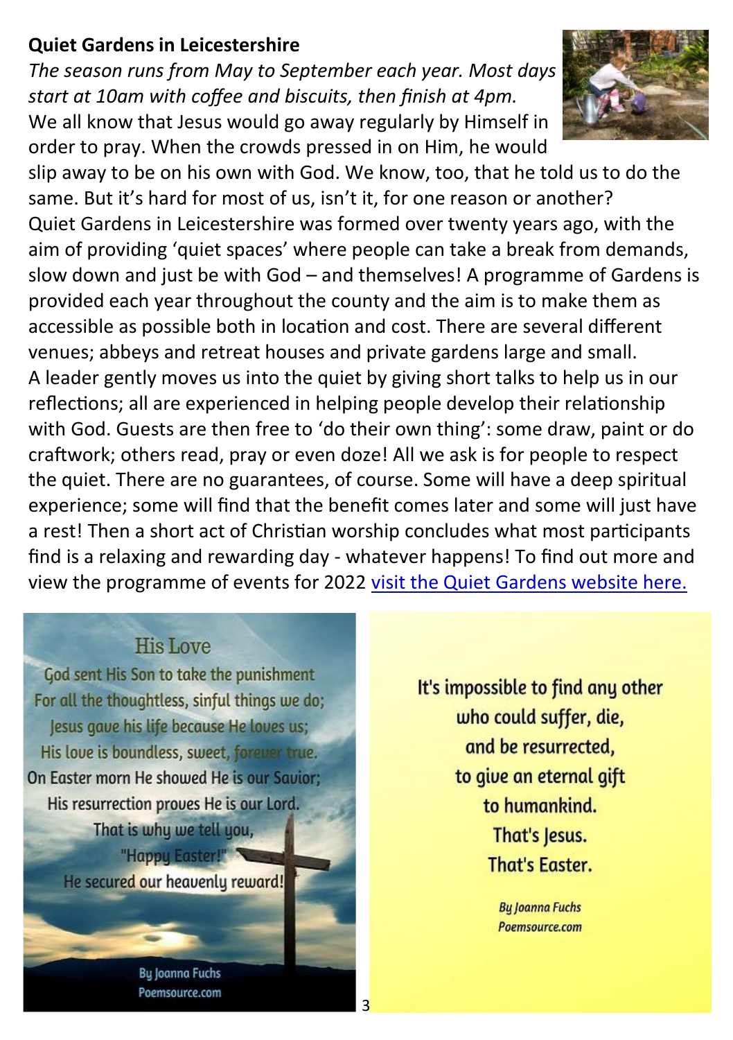## Quiet Gardens in Leicestershire

*The season runs from May to September each year. Most days start at 10am with coffee and biscuits, then finish at 4pm.*

We all know that Jesus would go away regularly by Himself in order to pray. When the crowds pressed in on Him, he would slip away to be on his own with God. We know, too, that he told us to do the same. But it's hard for most of us, isn't it, for one reason or another?

Quiet Gardens in Leicestershire was formed over twenty years ago, with the aim of providing 'quiet spaces' where people can take a break from demands, slow down and just be with God – and themselves! A programme of Gardens is provided each year throughout the county and the aim is to make them as accessible as possible both in location and cost. There are several different venues; abbeys and retreat houses and private gardens large and small.

A leader gently moves us into the quiet by giving short talks to help us in our reflections; all are experienced in helping people develop their relationship with God. Guests are then free to 'do their own thing': some draw, paint or do craftwork; others read, pray or even doze! All we ask is for people to respect the quiet. There are no guarantees, of course. Some will have a deep spiritual experience; some will find that the benefit comes later and some will just have a rest! Then a short act of Christian worship concludes what most participants find is a relaxing and rewarding day - whatever happens! To find out more and view the programme of events for 2022 visit the Quiet Gardens website here.

### His Love

God sent His Son to take the punishment
For all the thoughtless, sinful things we do;
Jesus gave his life because He loves us;
His love is boundless, sweet, forever true.
On Easter morn He showed He is our Savior;
His resurrection proves He is our Lord.
That is why we tell you,
"Happy Easter!"
He secured our heavenly reward!

By Joanna Fuchs
Poemsource.com

It's impossible to find any other
who could suffer, die,
and be resurrected,
to give an eternal gift
to humankind.
That's Jesus.
That's Easter.

*By Joanna Fuchs*
*Poemsource.com*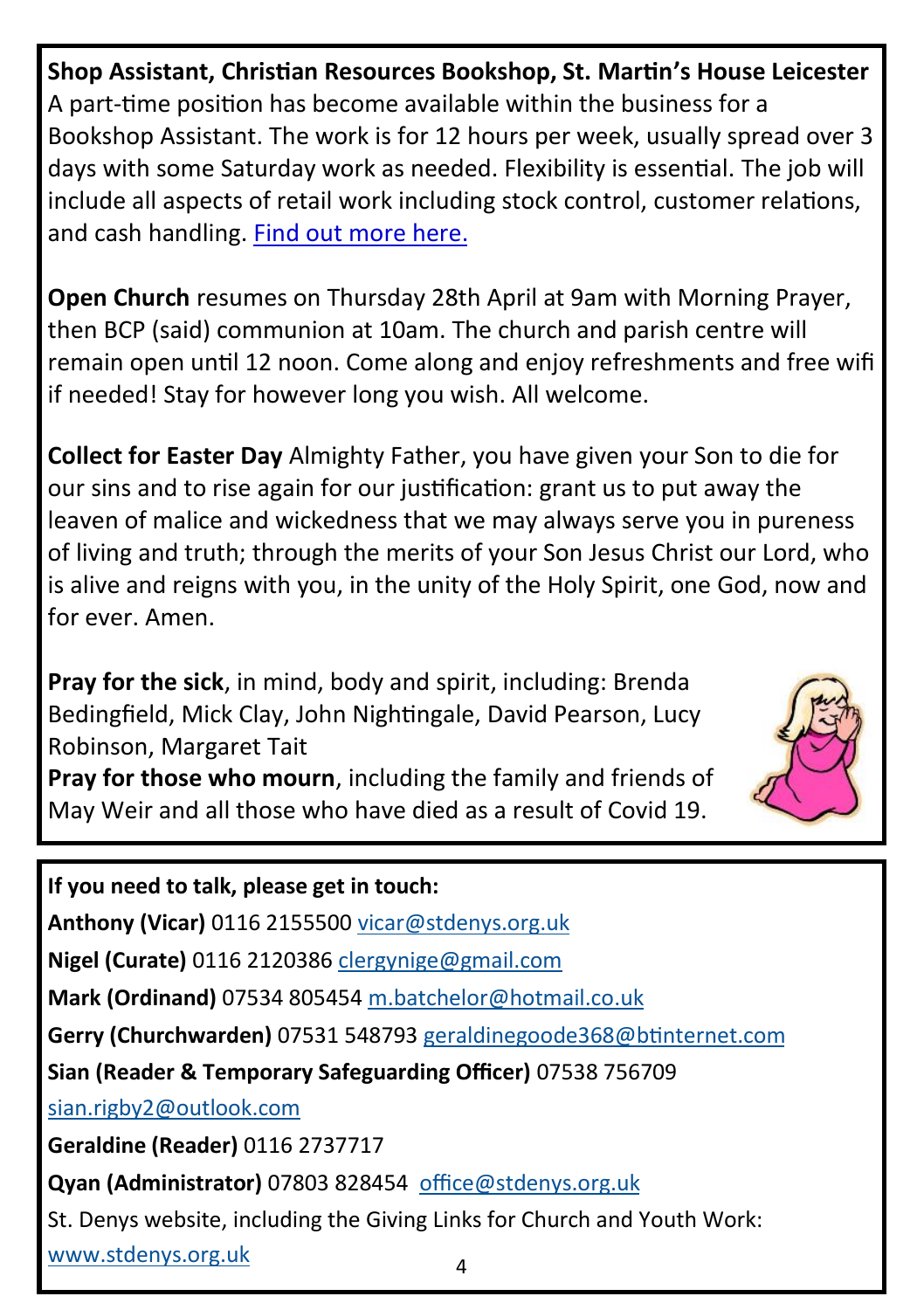**Shop Assistant, Christian Resources Bookshop, St. Martin's House Leicester** A part-time position has become available within the business for a Bookshop Assistant. The work is for 12 hours per week, usually spread over 3 days with some Saturday work as needed. Flexibility is essential. The job will include all aspects of retail work including stock control, customer relations, and cash handling. [Find out more here.]

**Open Church** resumes on Thursday 28th April at 9am with Morning Prayer, then BCP (said) communion at 10am. The church and parish centre will remain open until 12 noon. Come along and enjoy refreshments and free wifi if needed! Stay for however long you wish. All welcome.

**Collect for Easter Day** Almighty Father, you have given your Son to die for our sins and to rise again for our justification: grant us to put away the leaven of malice and wickedness that we may always serve you in pureness of living and truth; through the merits of your Son Jesus Christ our Lord, who is alive and reigns with you, in the unity of the Holy Spirit, one God, now and for ever. Amen.

**Pray for the sick**, in mind, body and spirit, including: Brenda Bedingfield, Mick Clay, John Nightingale, David Pearson, Lucy Robinson, Margaret Tait

**Pray for those who mourn**, including the family and friends of May Weir and all those who have died as a result of Covid 19.

**If you need to talk, please get in touch:**

**Anthony (Vicar)** 0116 2155500 vicar@stdenys.org.uk

**Nigel (Curate)** 0116 2120386 clergynige@gmail.com

**Mark (Ordinand)** 07534 805454 m.batchelor@hotmail.co.uk

**Gerry (Churchwarden)** 07531 548793 geraldinegoode368@btinternet.com

**Sian (Reader & Temporary Safeguarding Officer)** 07538 756709 sian.rigby2@outlook.com

**Geraldine (Reader)** 0116 2737717

**Qyan (Administrator)** 07803 828454 office@stdenys.org.uk

St. Denys website, including the Giving Links for Church and Youth Work: www.stdenys.org.uk